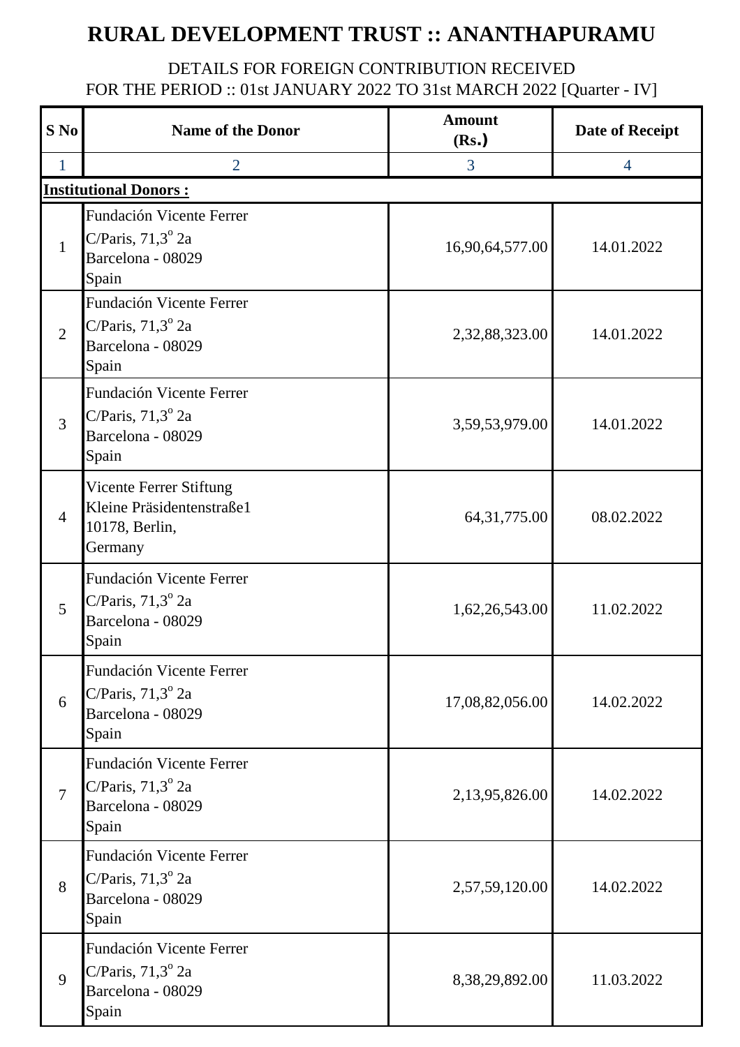# RURAL DEVELOPMENT TRUST :: ANANTHAPURAMU

DETAILS FOR FOREIGN CONTRIBUTION RECEIVED
FOR THE PERIOD :: 01st JANUARY 2022 TO 31st MARCH 2022 [Quarter - IV]

| S No | Name of the Donor | Amount (Rs.) | Date of Receipt |
|---|---|---|---|
| 1 | 2 | 3 | 4 |
| **Institutional Donors :** | | | |
| 1 | Fundación Vicente Ferrer<br>C/Paris, 71,3º 2a<br>Barcelona - 08029<br>Spain | 16,90,64,577.00 | 14.01.2022 |
| 2 | Fundación Vicente Ferrer<br>C/Paris, 71,3º 2a<br>Barcelona - 08029<br>Spain | 2,32,88,323.00 | 14.01.2022 |
| 3 | Fundación Vicente Ferrer<br>C/Paris, 71,3º 2a<br>Barcelona - 08029<br>Spain | 3,59,53,979.00 | 14.01.2022 |
| 4 | Vicente Ferrer Stiftung<br>Kleine Präsidentenstraße1<br>10178, Berlin,<br>Germany | 64,31,775.00 | 08.02.2022 |
| 5 | Fundación Vicente Ferrer<br>C/Paris, 71,3º 2a<br>Barcelona - 08029<br>Spain | 1,62,26,543.00 | 11.02.2022 |
| 6 | Fundación Vicente Ferrer<br>C/Paris, 71,3º 2a<br>Barcelona - 08029<br>Spain | 17,08,82,056.00 | 14.02.2022 |
| 7 | Fundación Vicente Ferrer<br>C/Paris, 71,3º 2a<br>Barcelona - 08029<br>Spain | 2,13,95,826.00 | 14.02.2022 |
| 8 | Fundación Vicente Ferrer<br>C/Paris, 71,3º 2a<br>Barcelona - 08029<br>Spain | 2,57,59,120.00 | 14.02.2022 |
| 9 | Fundación Vicente Ferrer<br>C/Paris, 71,3º 2a<br>Barcelona - 08029<br>Spain | 8,38,29,892.00 | 11.03.2022 |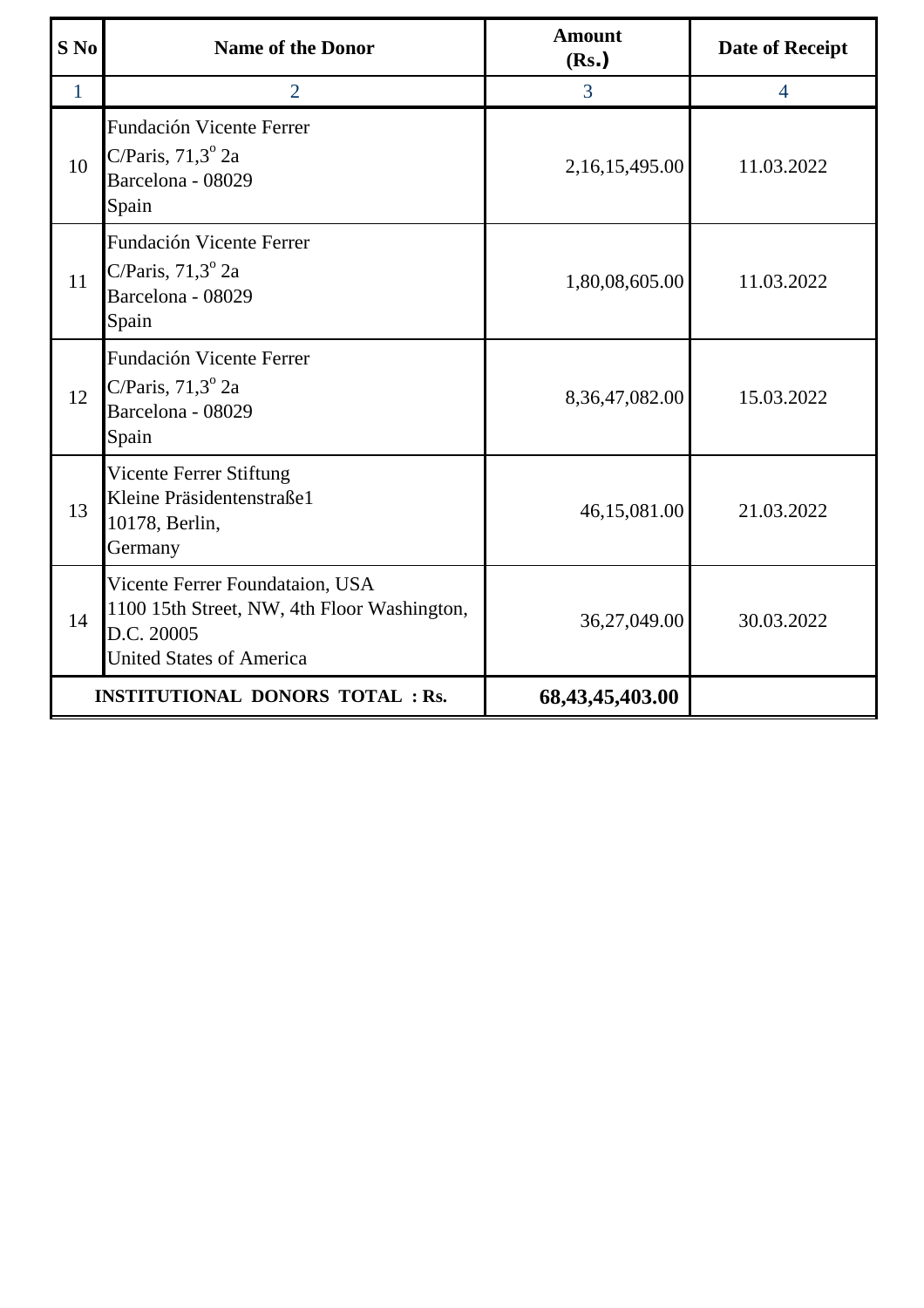| S No | Name of the Donor | Amount (Rs.) | Date of Receipt |
|---|---|---|---|
| 1 | 2 | 3 | 4 |
| 10 | Fundación Vicente Ferrer<br>C/Paris, 71,3º 2a<br>Barcelona - 08029<br>Spain | 2,16,15,495.00 | 11.03.2022 |
| 11 | Fundación Vicente Ferrer<br>C/Paris, 71,3º 2a<br>Barcelona - 08029<br>Spain | 1,80,08,605.00 | 11.03.2022 |
| 12 | Fundación Vicente Ferrer<br>C/Paris, 71,3º 2a<br>Barcelona - 08029<br>Spain | 8,36,47,082.00 | 15.03.2022 |
| 13 | Vicente Ferrer Stiftung<br>Kleine Präsidentenstraße1<br>10178, Berlin,<br>Germany | 46,15,081.00 | 21.03.2022 |
| 14 | Vicente Ferrer Foundataion, USA<br>1100 15th Street, NW, 4th Floor Washington, D.C. 20005<br>United States of America | 36,27,049.00 | 30.03.2022 |
| **INSTITUTIONAL DONORS TOTAL : Rs.** | | **68,43,45,403.00** | |